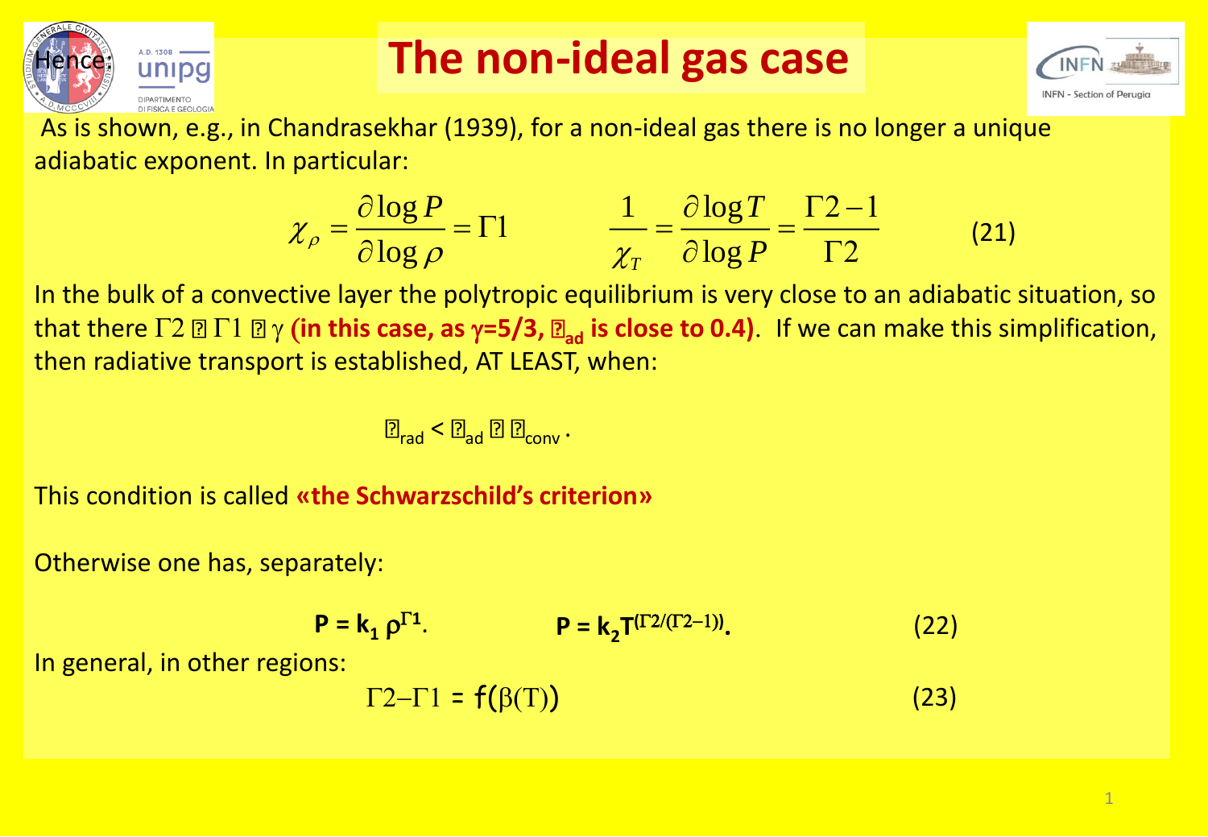# The non-ideal gas case

As is shown, e.g., in Chandrasekhar (1939), for a non-ideal gas there is no longer a unique adiabatic exponent. In particular:

$$\chi_\rho = \frac{\partial \log P}{\partial \log \rho} = \Gamma 1 \qquad \frac{1}{\chi_T} = \frac{\partial \log T}{\partial \log P} = \frac{\Gamma 2 - 1}{\Gamma 2} \tag{21}$$

In the bulk of a convective layer the polytropic equilibrium is very close to an adiabatic situation, so that there $\Gamma 2 \approx \Gamma 1 \approx \gamma$ **(in this case, as $\gamma$=5/3, $\nabla_{ad}$ is close to 0.4)**. If we can make this simplification, then radiative transport is established, AT LEAST, when:

$$\nabla_{rad} < \nabla_{ad} \approx \nabla_{conv}.$$

This condition is called **«the Schwarzschild's criterion»**

Otherwise one has, separately:

$$\mathbf{P = k_1\, \rho^{\Gamma 1}}. \qquad \mathbf{P = k_2 T^{(\Gamma 2/(\Gamma 2 - 1))}}. \tag{22}$$

In general, in other regions:

$$\Gamma 2 - \Gamma 1 = f(\beta(T)) \tag{23}$$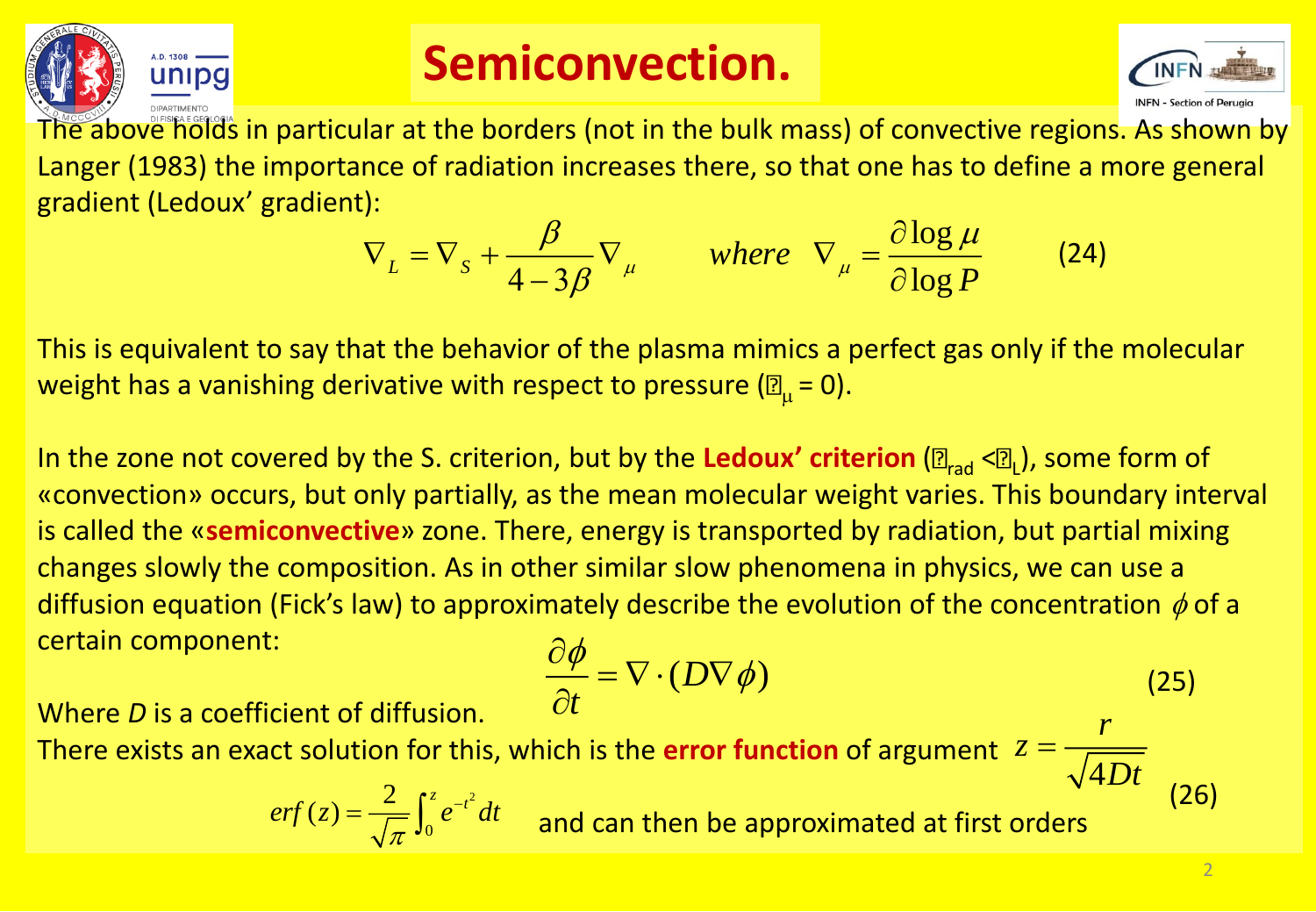# Semiconvection.

The above holds in particular at the borders (not in the bulk mass) of convective regions. As shown by Langer (1983) the importance of radiation increases there, so that one has to define a more general gradient (Ledoux' gradient):

$$\nabla_L = \nabla_S + \frac{\beta}{4-3\beta}\nabla_\mu \qquad where \quad \nabla_\mu = \frac{\partial \log \mu}{\partial \log P} \tag{24}$$

This is equivalent to say that the behavior of the plasma mimics a perfect gas only if the molecular weight has a vanishing derivative with respect to pressure ($\nabla_\mu = 0$).

In the zone not covered by the S. criterion, but by the **Ledoux' criterion** ($\nabla_{rad} < \nabla_L$), some form of «convection» occurs, but only partially, as the mean molecular weight varies. This boundary interval is called the «**semiconvective**» zone. There, energy is transported by radiation, but partial mixing changes slowly the composition. As in other similar slow phenomena in physics, we can use a diffusion equation (Fick's law) to approximately describe the evolution of the concentration $\phi$ of a certain component:

$$\frac{\partial \phi}{\partial t} = \nabla \cdot (D \nabla \phi) \tag{25}$$

Where *D* is a coefficient of diffusion.

There exists an exact solution for this, which is the **error function** of argument $z = \frac{r}{\sqrt{4Dt}}$

$$erf(z) = \frac{2}{\sqrt{\pi}} \int_0^z e^{-t^2} dt \tag{26}$$

and can then be approximated at first orders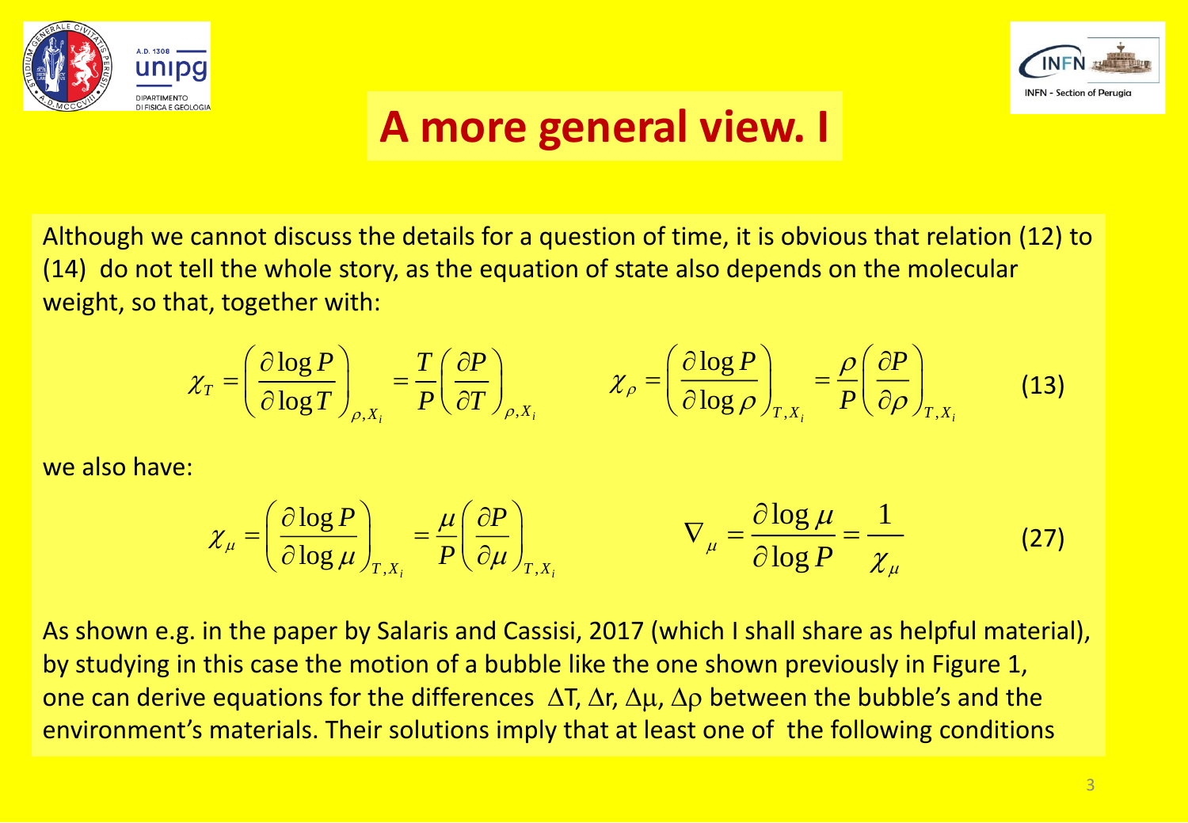# A more general view. I

Although we cannot discuss the details for a question of time, it is obvious that relation (12) to (14) do not tell the whole story, as the equation of state also depends on the molecular weight, so that, together with:

$$\chi_T = \left(\frac{\partial \log P}{\partial \log T}\right)_{\rho, X_i} = \frac{T}{P}\left(\frac{\partial P}{\partial T}\right)_{\rho, X_i} \qquad \chi_\rho = \left(\frac{\partial \log P}{\partial \log \rho}\right)_{T, X_i} = \frac{\rho}{P}\left(\frac{\partial P}{\partial \rho}\right)_{T, X_i} \tag{13}$$

we also have:

$$\chi_\mu = \left(\frac{\partial \log P}{\partial \log \mu}\right)_{T, X_i} = \frac{\mu}{P}\left(\frac{\partial P}{\partial \mu}\right)_{T, X_i} \qquad \nabla_\mu = \frac{\partial \log \mu}{\partial \log P} = \frac{1}{\chi_\mu} \tag{27}$$

As shown e.g. in the paper by Salaris and Cassisi, 2017 (which I shall share as helpful material), by studying in this case the motion of a bubble like the one shown previously in Figure 1, one can derive equations for the differences $\Delta T$, $\Delta r$, $\Delta\mu$, $\Delta\rho$ between the bubble's and the environment's materials. Their solutions imply that at least one of the following conditions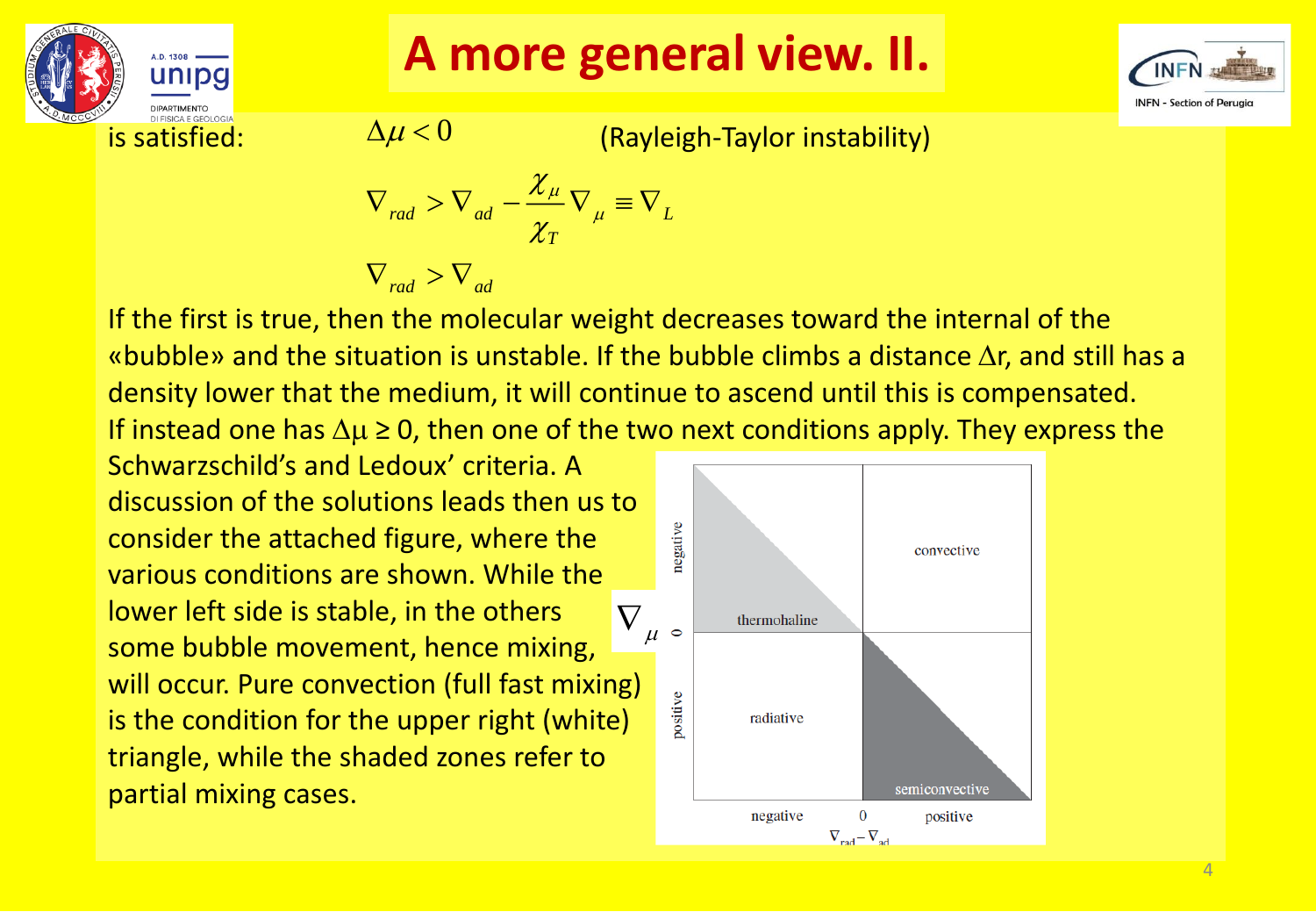# A more general view. II.

is satisfied:

$$\Delta\mu < 0 \qquad \text{(Rayleigh-Taylor instability)}$$

$$\nabla_{rad} > \nabla_{ad} - \frac{\chi_\mu}{\chi_T}\nabla_\mu \equiv \nabla_L$$

$$\nabla_{rad} > \nabla_{ad}$$

If the first is true, then the molecular weight decreases toward the internal of the «bubble» and the situation is unstable. If the bubble climbs a distance $\Delta r$, and still has a density lower that the medium, it will continue to ascend until this is compensated. If instead one has $\Delta\mu \geq 0$, then one of the two next conditions apply. They express the Schwarzschild's and Ledoux' criteria. A discussion of the solutions leads then us to consider the attached figure, where the various conditions are shown. While the lower left side is stable, in the others some bubble movement, hence mixing, will occur. Pure convection (full fast mixing) is the condition for the upper right (white) triangle, while the shaded zones refer to partial mixing cases.

| $\nabla_\mu$ \ $\nabla_{rad} - \nabla_{ad}$ | negative | positive |
|---|---|---|
| negative | thermohaline | convective |
| positive | radiative | semiconvective |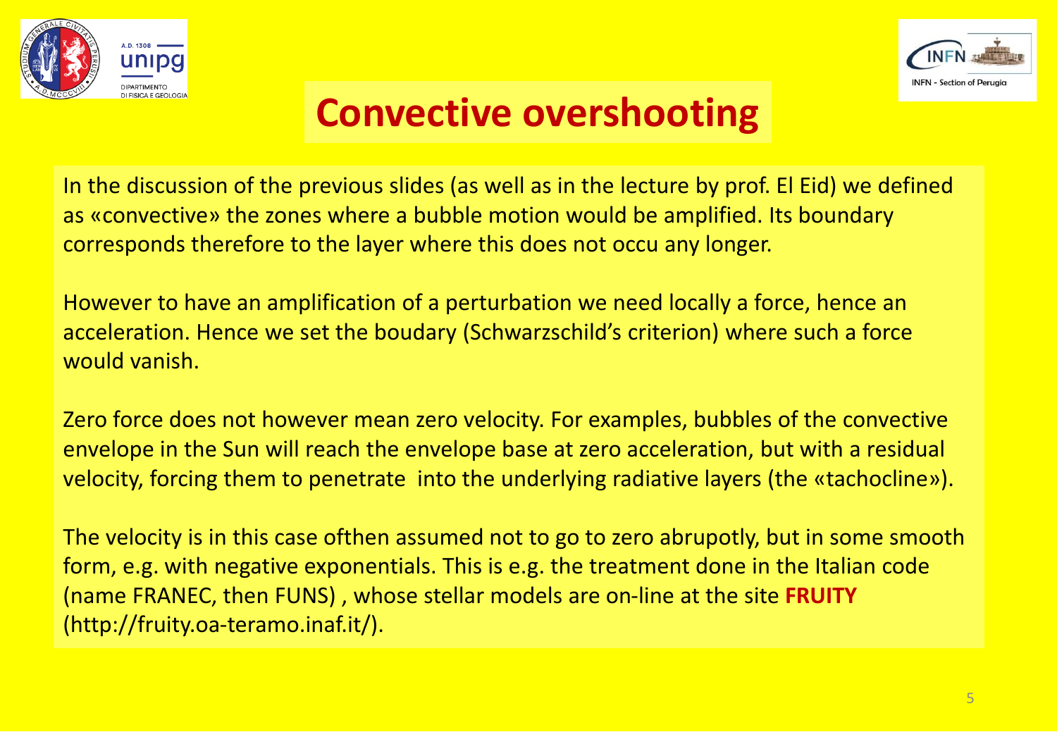# Convective overshooting

In the discussion of the previous slides (as well as in the lecture by prof. El Eid) we defined as «convective» the zones where a bubble motion would be amplified. Its boundary corresponds therefore to the layer where this does not occu any longer.

However to have an amplification of a perturbation we need locally a force, hence an acceleration. Hence we set the boudary (Schwarzschild's criterion) where such a force would vanish.

Zero force does not however mean zero velocity. For examples, bubbles of the convective envelope in the Sun will reach the envelope base at zero acceleration, but with a residual velocity, forcing them to penetrate into the underlying radiative layers (the «tachocline»).

The velocity is in this case ofthen assumed not to go to zero abrupotly, but in some smooth form, e.g. with negative exponentials. This is e.g. the treatment done in the Italian code (name FRANEC, then FUNS) , whose stellar models are on-line at the site **FRUITY** (http://fruity.oa-teramo.inaf.it/).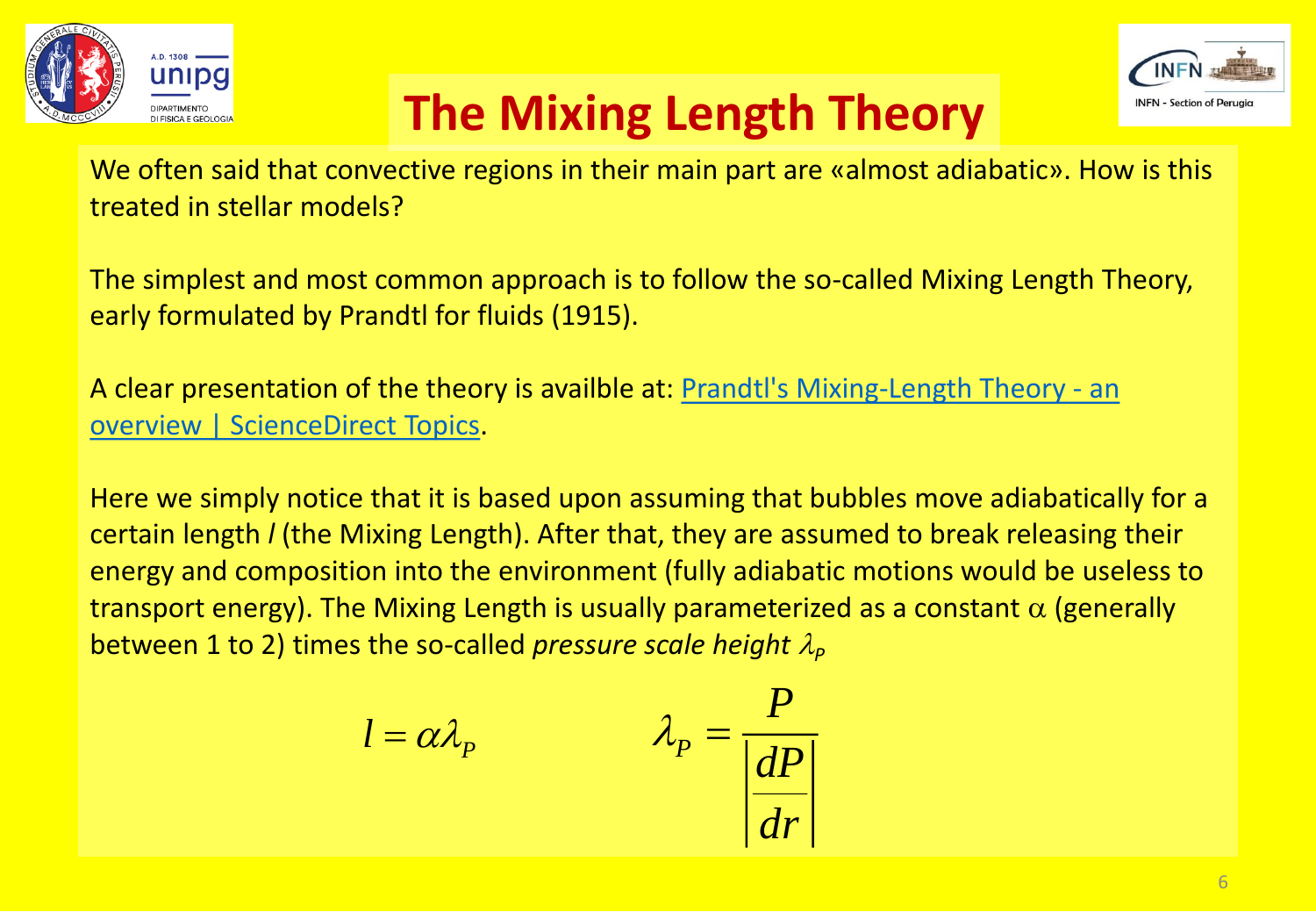# The Mixing Length Theory

We often said that convective regions in their main part are «almost adiabatic». How is this treated in stellar models?

The simplest and most common approach is to follow the so-called Mixing Length Theory, early formulated by Prandtl for fluids (1915).

A clear presentation of the theory is availble at: [Prandtl's Mixing-Length Theory - an overview | ScienceDirect Topics](Prandtl's Mixing-Length Theory - an overview | ScienceDirect Topics).

Here we simply notice that it is based upon assuming that bubbles move adiabatically for a certain length *l* (the Mixing Length). After that, they are assumed to break releasing their energy and composition into the environment (fully adiabatic motions would be useless to transport energy). The Mixing Length is usually parameterized as a constant $\alpha$ (generally between 1 to 2) times the so-called *pressure scale height* $\lambda_P$

$$l = \alpha \lambda_P \qquad\qquad \lambda_P = \frac{P}{\left|\frac{dP}{dr}\right|}$$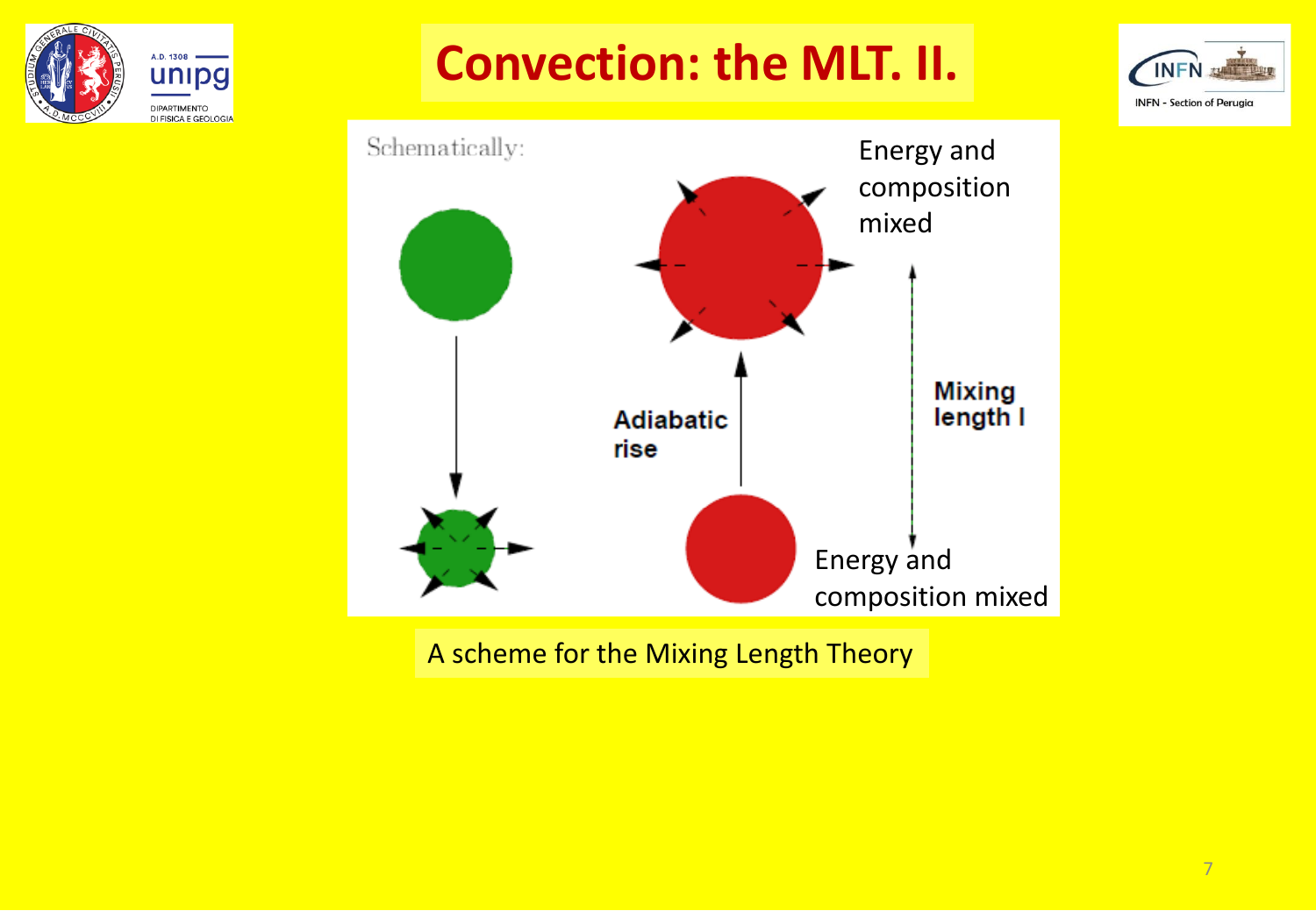# Convection: the MLT. II.

Schematically:

Energy and composition mixed

Adiabatic rise

Mixing length l

Energy and composition mixed

A scheme for the Mixing Length Theory